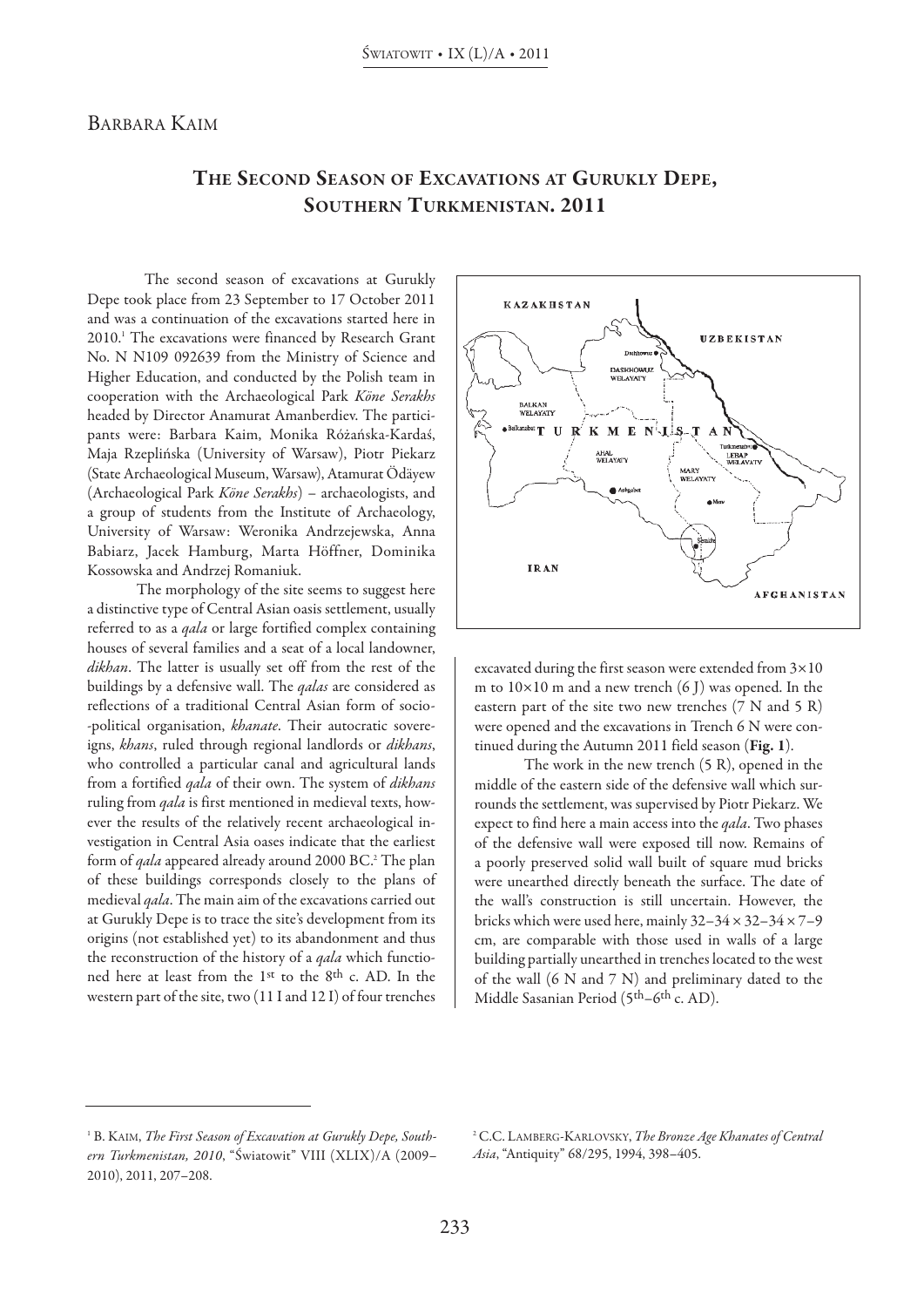Barbara Kaim

# The Second Season of Excavations at Gurukly Depe, Southern Turkmenistan. 2011

The second season of excavations at Gurukly Depe took place from 23 September to 17 October 2011 and was a continuation of the excavations started here in 2010.[1] The excavations were financed by Research Grant No. N N109 092639 from the Ministry of Science and Higher Education, and conducted by the Polish team in cooperation with the Archaeological Park *Köne Serakhs* headed by Director Anamurat Amanberdiev. The participants were: Barbara Kaim, Monika Różańska-Kardaś, Maja Rzeplińska (University of Warsaw), Piotr Piekarz (State Archaeological Museum, Warsaw), Atamurat Ödäyew (Archaeological Park *Köne Serakhs*) – archaeologists, and a group of students from the Institute of Archaeology, University of Warsaw: Weronika Andrzejewska, Anna Babiarz, Jacek Hamburg, Marta Höffner, Dominika Kossowska and Andrzej Romaniuk.

The morphology of the site seems to suggest here a distinctive type of Central Asian oasis settlement, usually referred to as a *qala* or large fortified complex containing houses of several families and a seat of a local landowner, *dikhan*. The latter is usually set off from the rest of the buildings by a defensive wall. The *qalas* are considered as reflections of a traditional Central Asian form of socio-political organisation, *khanate*. Their autocratic sovereigns, *khans*, ruled through regional landlords or *dikhans*, who controlled a particular canal and agricultural lands from a fortified *qala* of their own. The system of *dikhans* ruling from *qala* is first mentioned in medieval texts, however the results of the relatively recent archaeological investigation in Central Asia oases indicate that the earliest form of *qala* appeared already around 2000 BC.[2] The plan of these buildings corresponds closely to the plans of medieval *qala*. The main aim of the excavations carried out at Gurukly Depe is to trace the site's development from its origins (not established yet) to its abandonment and thus the reconstruction of the history of a *qala* which functioned here at least from the 1st to the 8th c. AD. In the western part of the site, two (11 I and 12 I) of four trenches excavated during the first season were extended from 3×10 m to 10×10 m and a new trench (6 J) was opened. In the eastern part of the site two new trenches (7 N and 5 R) were opened and the excavations in Trench 6 N were continued during the Autumn 2011 field season (**Fig. 1**).

The work in the new trench (5 R), opened in the middle of the eastern side of the defensive wall which surrounds the settlement, was supervised by Piotr Piekarz. We expect to find here a main access into the *qala*. Two phases of the defensive wall were exposed till now. Remains of a poorly preserved solid wall built of square mud bricks were unearthed directly beneath the surface. The date of the wall's construction is still uncertain. However, the bricks which were used here, mainly 32–34 × 32–34 × 7–9 cm, are comparable with those used in walls of a large building partially unearthed in trenches located to the west of the wall (6 N and 7 N) and preliminary dated to the Middle Sasanian Period (5th–6th c. AD).

---

[1] B. Kaim, *The First Season of Excavation at Gurukly Depe, Southern Turkmenistan, 2010*, "Światowit" VIII (XLIX)/A (2009–2010), 2011, 207–208.

[2] C.C. Lamberg-Karlovsky, *The Bronze Age Khanates of Central Asia*, "Antiquity" 68/295, 1994, 398–405.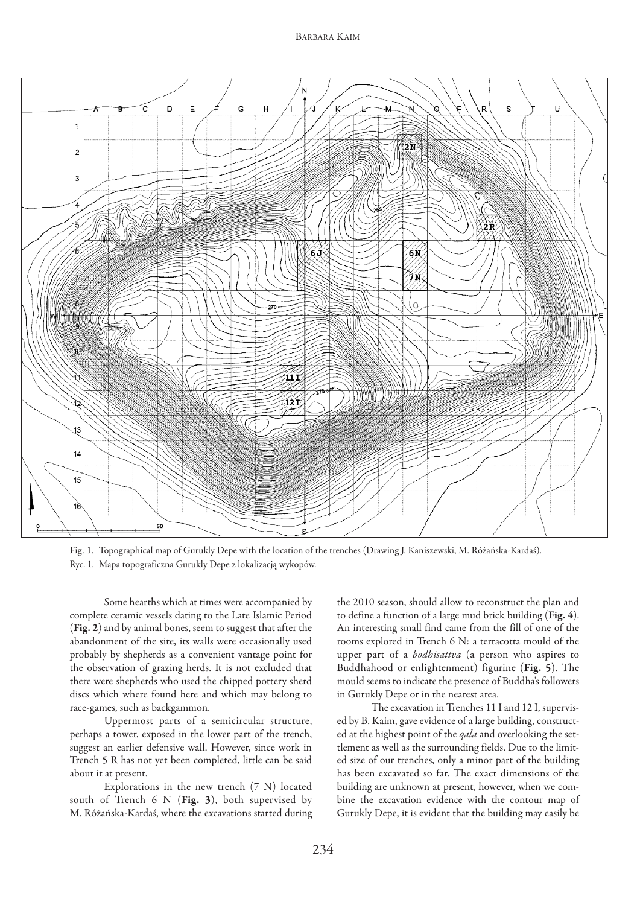Fig. 1. Topographical map of Gurukly Depe with the location of the trenches (Drawing J. Kaniszewski, M. Różańska-Kardaś).

Ryc. 1. Mapa topograficzna Gurukly Depe z lokalizacją wykopów.

Some hearths which at times were accompanied by complete ceramic vessels dating to the Late Islamic Period (**Fig. 2**) and by animal bones, seem to suggest that after the abandonment of the site, its walls were occasionally used probably by shepherds as a convenient vantage point for the observation of grazing herds. It is not excluded that there were shepherds who used the chipped pottery sherd discs which where found here and which may belong to race-games, such as backgammon.

Uppermost parts of a semicircular structure, perhaps a tower, exposed in the lower part of the trench, suggest an earlier defensive wall. However, since work in Trench 5 R has not yet been completed, little can be said about it at present.

Explorations in the new trench (7 N) located south of Trench 6 N (**Fig. 3**), both supervised by M. Różańska-Kardaś, where the excavations started during the 2010 season, should allow to reconstruct the plan and to define a function of a large mud brick building (**Fig. 4**). An interesting small find came from the fill of one of the rooms explored in Trench 6 N: a terracotta mould of the upper part of a *bodhisattva* (a person who aspires to Buddhahood or enlightenment) figurine (**Fig. 5**). The mould seems to indicate the presence of Buddha's followers in Gurukly Depe or in the nearest area.

The excavation in Trenches 11 I and 12 I, supervised by B. Kaim, gave evidence of a large building, constructed at the highest point of the *qala* and overlooking the settlement as well as the surrounding fields. Due to the limited size of our trenches, only a minor part of the building has been excavated so far. The exact dimensions of the building are unknown at present, however, when we combine the excavation evidence with the contour map of Gurukly Depe, it is evident that the building may easily be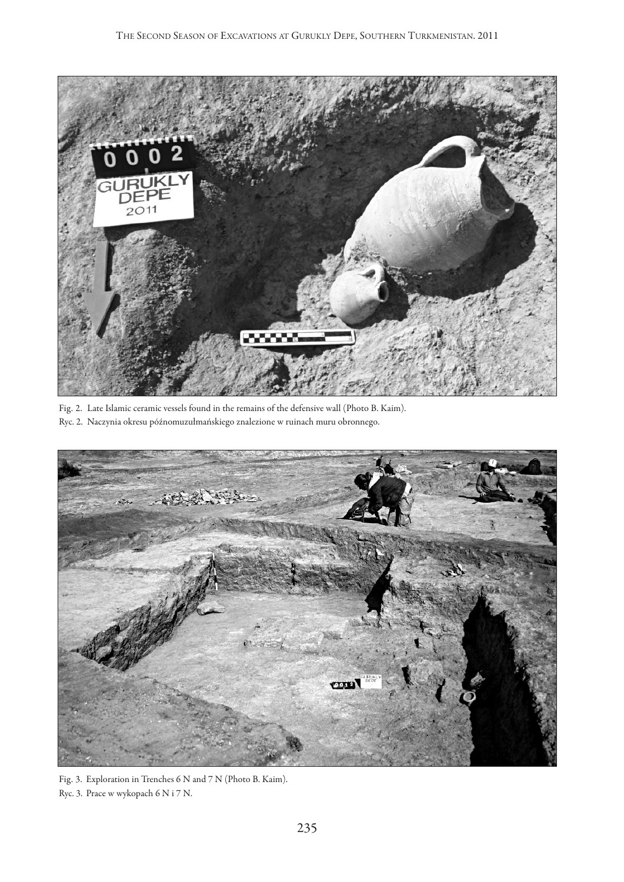Fig. 2. Late Islamic ceramic vessels found in the remains of the defensive wall (Photo B. Kaim).

Ryc. 2. Naczynia okresu późnomuzułmańskiego znalezione w ruinach muru obronnego.

Fig. 3. Exploration in Trenches 6 N and 7 N (Photo B. Kaim).

Ryc. 3. Prace w wykopach 6 N i 7 N.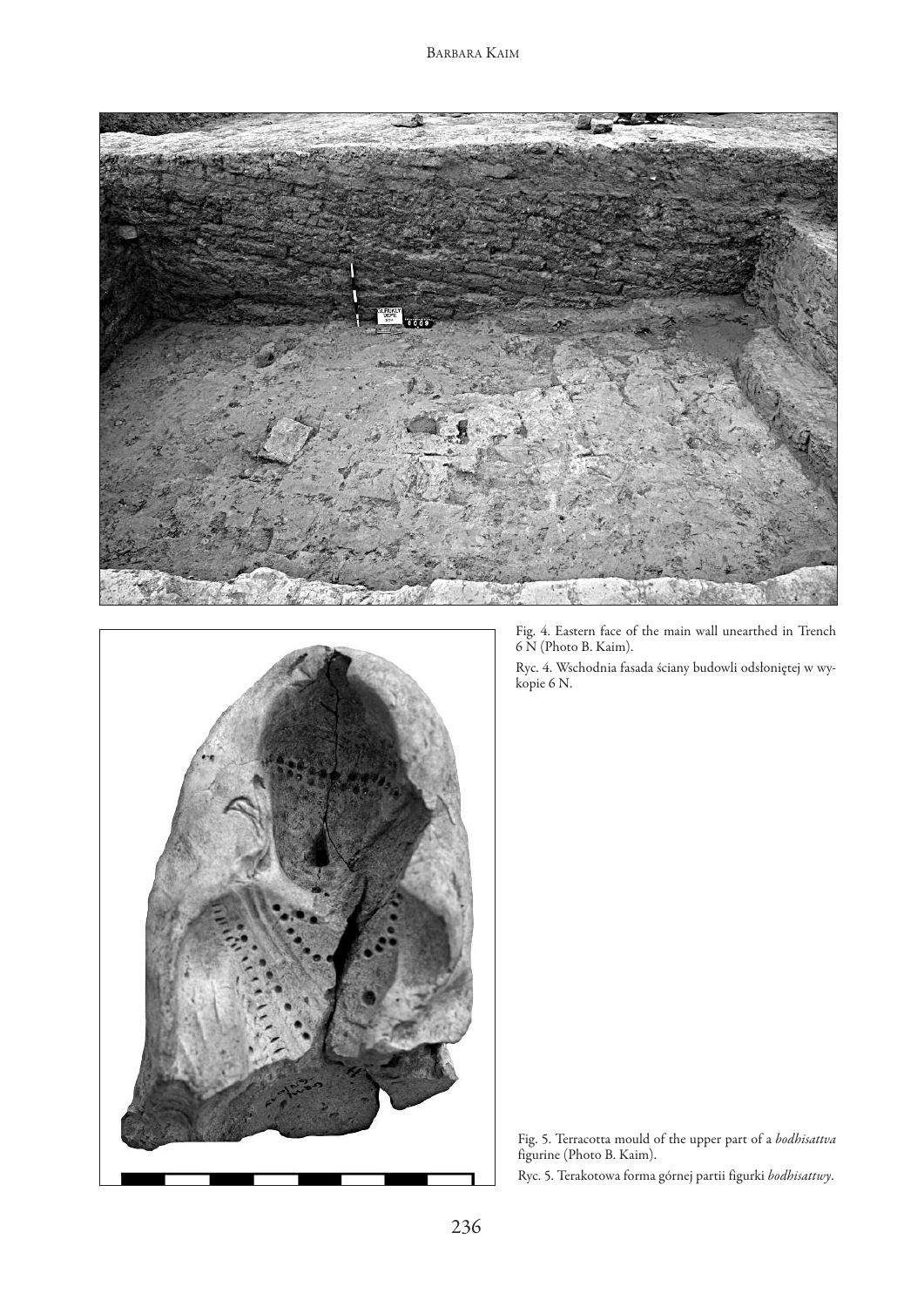Fig. 4. Eastern face of the main wall unearthed in Trench 6 N (Photo B. Kaim).

Ryc. 4. Wschodnia fasada ściany budowli odsłoniętej w wykopie 6 N.

Fig. 5. Terracotta mould of the upper part of a *bodhisattva* figurine (Photo B. Kaim).

Ryc. 5. Terakotowa forma górnej partii figurki *bodhisattwy*.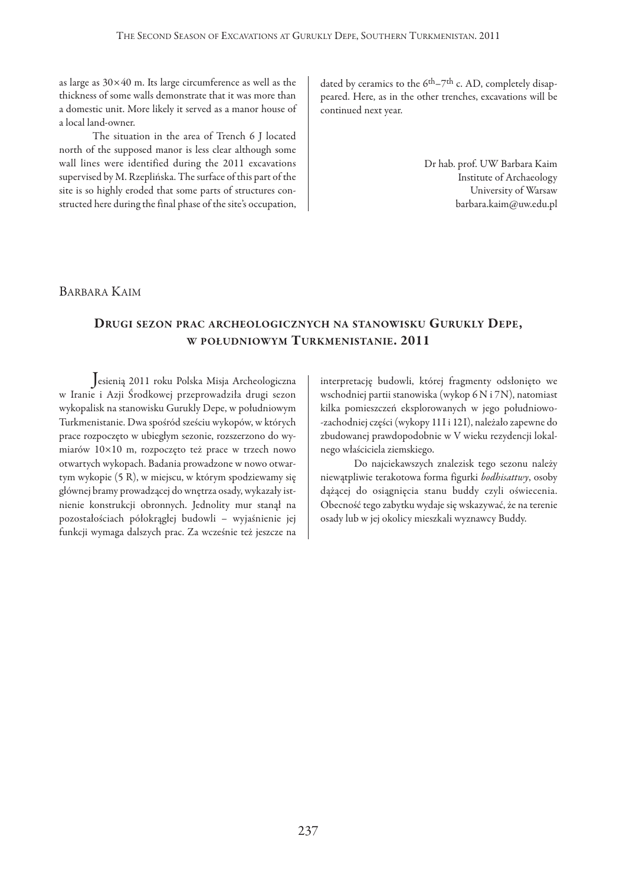as large as 30×40 m. Its large circumference as well as the thickness of some walls demonstrate that it was more than a domestic unit. More likely it served as a manor house of a local land-owner.

The situation in the area of Trench 6 J located north of the supposed manor is less clear although some wall lines were identified during the 2011 excavations supervised by M. Rzeplińska. The surface of this part of the site is so highly eroded that some parts of structures constructed here during the final phase of the site's occupation, dated by ceramics to the 6th–7th c. AD, completely disappeared. Here, as in the other trenches, excavations will be continued next year.

Dr hab. prof. UW Barbara Kaim
Institute of Archaeology
University of Warsaw
barbara.kaim@uw.edu.pl

Barbara Kaim

## Drugi sezon prac archeologicznych na stanowisku Gurukly Depe, w południowym Turkmenistanie. 2011

Jesienią 2011 roku Polska Misja Archeologiczna w Iranie i Azji Środkowej przeprowadziła drugi sezon wykopalisk na stanowisku Gurukly Depe, w południowym Turkmenistanie. Dwa spośród sześciu wykopów, w których prace rozpoczęto w ubiegłym sezonie, rozszerzono do wymiarów 10×10 m, rozpoczęto też prace w trzech nowo otwartych wykopach. Badania prowadzone w nowo otwartym wykopie (5 R), w miejscu, w którym spodziewamy się głównej bramy prowadzącej do wnętrza osady, wykazały istnienie konstrukcji obronnych. Jednolity mur stanął na pozostałościach półokrągłej budowli – wyjaśnienie jej funkcji wymaga dalszych prac. Za wcześnie też jeszcze na interpretację budowli, której fragmenty odsłonięto we wschodniej partii stanowiska (wykop 6 N i 7N), natomiast kilka pomieszczeń eksplorowanych w jego południowo-zachodniej części (wykopy 11I i 12I), należało zapewne do zbudowanej prawdopodobnie w V wieku rezydencji lokalnego właściciela ziemskiego.

Do najciekawszych znalezisk tego sezonu należy niewątpliwie terakotowa forma figurki *bodhisattwy*, osoby dążącej do osiągnięcia stanu buddy czyli oświecenia. Obecność tego zabytku wydaje się wskazywać, że na terenie osady lub w jej okolicy mieszkali wyznawcy Buddy.